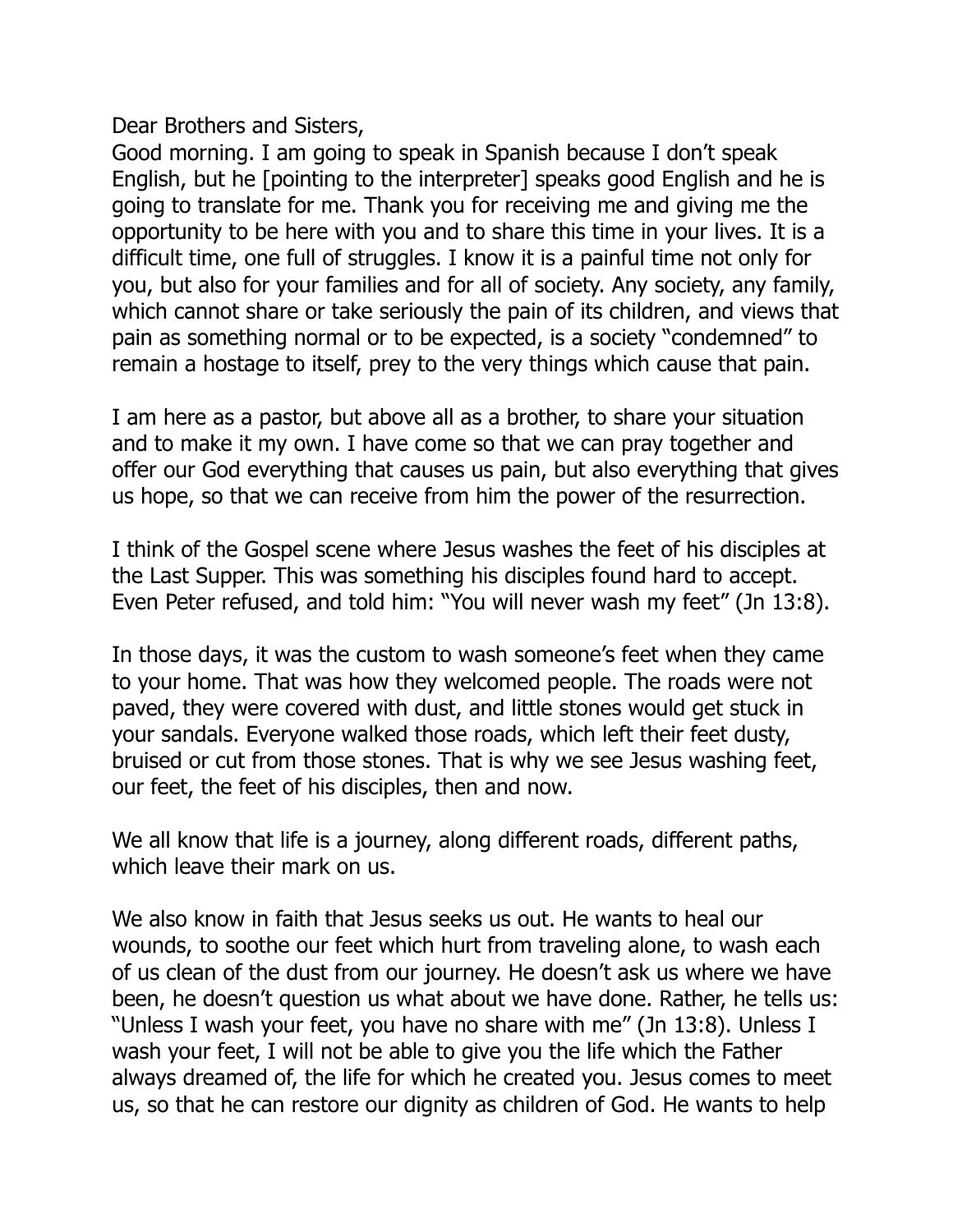Dear Brothers and Sisters,
Good morning. I am going to speak in Spanish because I don't speak English, but he [pointing to the interpreter] speaks good English and he is going to translate for me. Thank you for receiving me and giving me the opportunity to be here with you and to share this time in your lives. It is a difficult time, one full of struggles. I know it is a painful time not only for you, but also for your families and for all of society. Any society, any family, which cannot share or take seriously the pain of its children, and views that pain as something normal or to be expected, is a society "condemned" to remain a hostage to itself, prey to the very things which cause that pain.

I am here as a pastor, but above all as a brother, to share your situation and to make it my own. I have come so that we can pray together and offer our God everything that causes us pain, but also everything that gives us hope, so that we can receive from him the power of the resurrection.

I think of the Gospel scene where Jesus washes the feet of his disciples at the Last Supper. This was something his disciples found hard to accept. Even Peter refused, and told him: "You will never wash my feet" (Jn 13:8).

In those days, it was the custom to wash someone's feet when they came to your home. That was how they welcomed people. The roads were not paved, they were covered with dust, and little stones would get stuck in your sandals. Everyone walked those roads, which left their feet dusty, bruised or cut from those stones. That is why we see Jesus washing feet, our feet, the feet of his disciples, then and now.

We all know that life is a journey, along different roads, different paths, which leave their mark on us.

We also know in faith that Jesus seeks us out. He wants to heal our wounds, to soothe our feet which hurt from traveling alone, to wash each of us clean of the dust from our journey. He doesn't ask us where we have been, he doesn't question us what about we have done. Rather, he tells us: "Unless I wash your feet, you have no share with me" (Jn 13:8). Unless I wash your feet, I will not be able to give you the life which the Father always dreamed of, the life for which he created you. Jesus comes to meet us, so that he can restore our dignity as children of God. He wants to help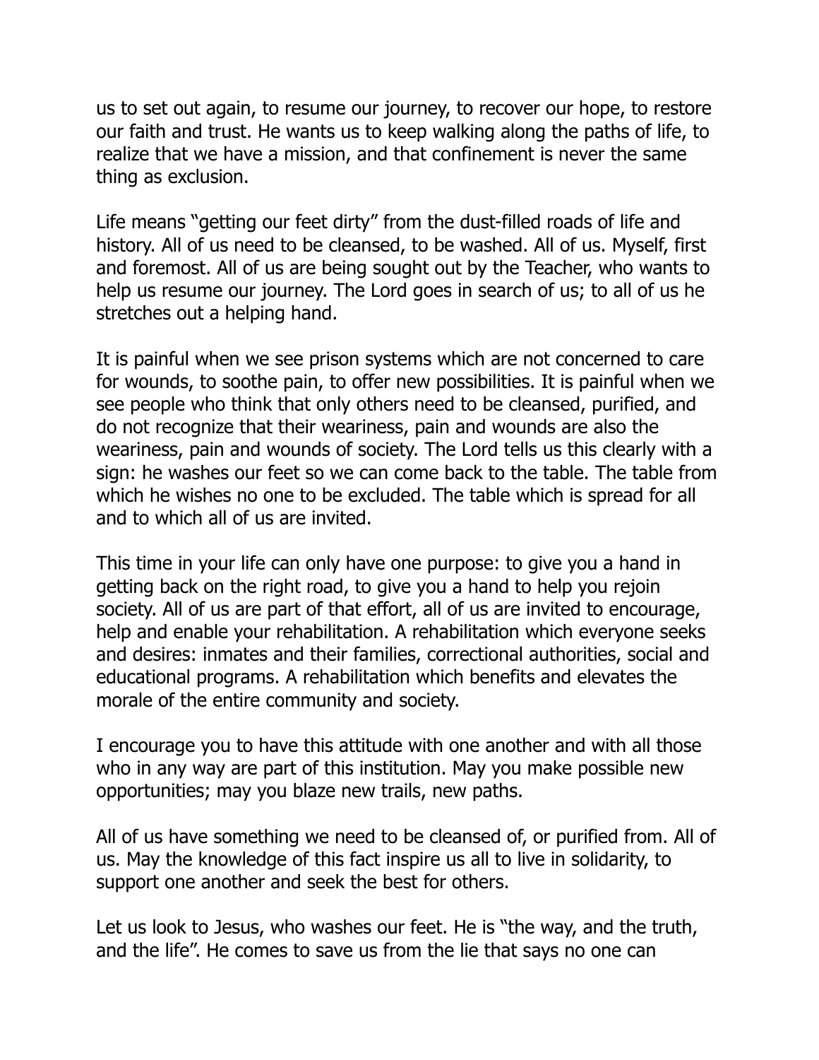us to set out again, to resume our journey, to recover our hope, to restore our faith and trust. He wants us to keep walking along the paths of life, to realize that we have a mission, and that confinement is never the same thing as exclusion.

Life means "getting our feet dirty" from the dust-filled roads of life and history. All of us need to be cleansed, to be washed. All of us. Myself, first and foremost. All of us are being sought out by the Teacher, who wants to help us resume our journey. The Lord goes in search of us; to all of us he stretches out a helping hand.

It is painful when we see prison systems which are not concerned to care for wounds, to soothe pain, to offer new possibilities. It is painful when we see people who think that only others need to be cleansed, purified, and do not recognize that their weariness, pain and wounds are also the weariness, pain and wounds of society. The Lord tells us this clearly with a sign: he washes our feet so we can come back to the table. The table from which he wishes no one to be excluded. The table which is spread for all and to which all of us are invited.

This time in your life can only have one purpose: to give you a hand in getting back on the right road, to give you a hand to help you rejoin society. All of us are part of that effort, all of us are invited to encourage, help and enable your rehabilitation. A rehabilitation which everyone seeks and desires: inmates and their families, correctional authorities, social and educational programs. A rehabilitation which benefits and elevates the morale of the entire community and society.

I encourage you to have this attitude with one another and with all those who in any way are part of this institution. May you make possible new opportunities; may you blaze new trails, new paths.

All of us have something we need to be cleansed of, or purified from. All of us. May the knowledge of this fact inspire us all to live in solidarity, to support one another and seek the best for others.

Let us look to Jesus, who washes our feet. He is "the way, and the truth, and the life". He comes to save us from the lie that says no one can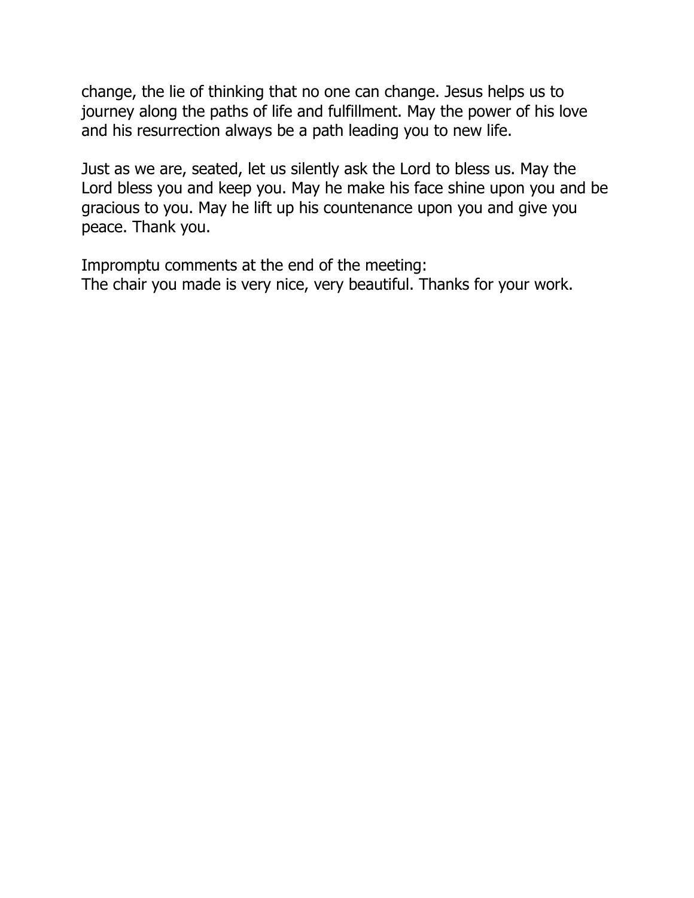change, the lie of thinking that no one can change. Jesus helps us to journey along the paths of life and fulfillment. May the power of his love and his resurrection always be a path leading you to new life.

Just as we are, seated, let us silently ask the Lord to bless us. May the Lord bless you and keep you. May he make his face shine upon you and be gracious to you. May he lift up his countenance upon you and give you peace. Thank you.

Impromptu comments at the end of the meeting:
The chair you made is very nice, very beautiful. Thanks for your work.